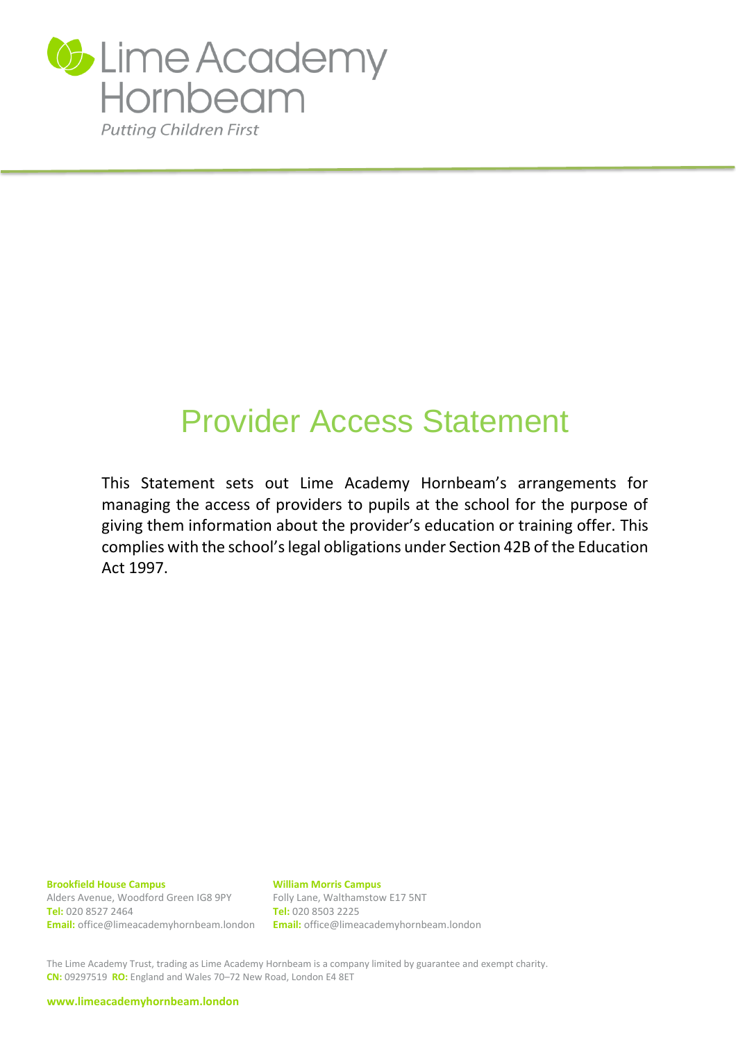Lime Academy Hornbeam

*Putting Children First*

# Provider Access Statement

This Statement sets out Lime Academy Hornbeam's arrangements for managing the access of providers to pupils at the school for the purpose of giving them information about the provider's education or training offer. This complies with the school's legal obligations under Section 42B of the Education Act 1997.

**Brookfield House Campus**
Alders Avenue, Woodford Green IG8 9PY
**Tel:** 020 8527 2464
**Email:** office@limeacademyhornbeam.london

**William Morris Campus**
Folly Lane, Walthamstow E17 5NT
**Tel:** 020 8503 2225
**Email:** office@limeacademyhornbeam.london

The Lime Academy Trust, trading as Lime Academy Hornbeam is a company limited by guarantee and exempt charity.
**CN:** 09297519 **RO:** England and Wales 70–72 New Road, London E4 8ET

**www.limeacademyhornbeam.london**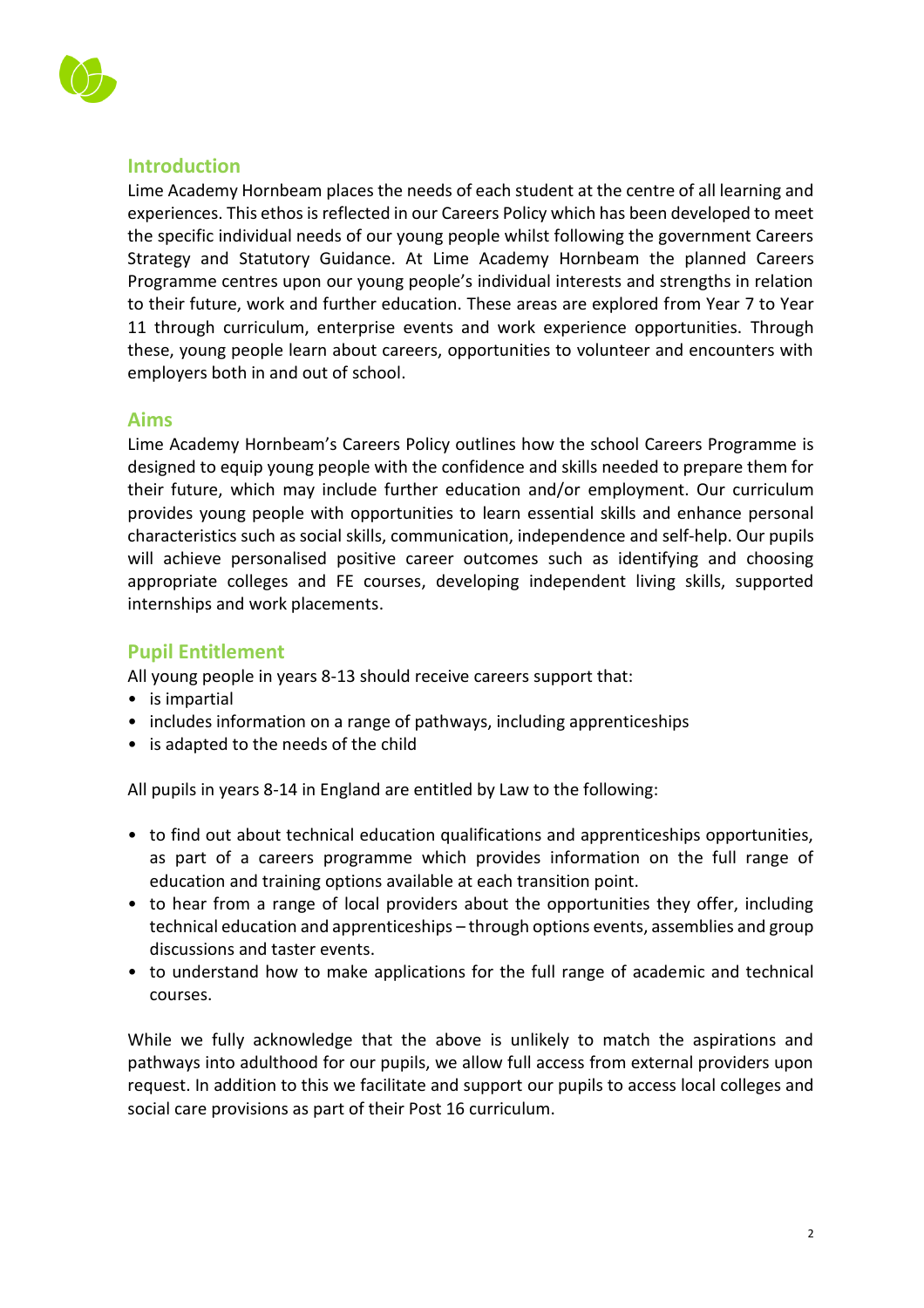## Introduction

Lime Academy Hornbeam places the needs of each student at the centre of all learning and experiences. This ethos is reflected in our Careers Policy which has been developed to meet the specific individual needs of our young people whilst following the government Careers Strategy and Statutory Guidance. At Lime Academy Hornbeam the planned Careers Programme centres upon our young people's individual interests and strengths in relation to their future, work and further education. These areas are explored from Year 7 to Year 11 through curriculum, enterprise events and work experience opportunities. Through these, young people learn about careers, opportunities to volunteer and encounters with employers both in and out of school.

## Aims

Lime Academy Hornbeam's Careers Policy outlines how the school Careers Programme is designed to equip young people with the confidence and skills needed to prepare them for their future, which may include further education and/or employment. Our curriculum provides young people with opportunities to learn essential skills and enhance personal characteristics such as social skills, communication, independence and self-help. Our pupils will achieve personalised positive career outcomes such as identifying and choosing appropriate colleges and FE courses, developing independent living skills, supported internships and work placements.

## Pupil Entitlement

All young people in years 8-13 should receive careers support that:

- is impartial
- includes information on a range of pathways, including apprenticeships
- is adapted to the needs of the child

All pupils in years 8-14 in England are entitled by Law to the following:

- to find out about technical education qualifications and apprenticeships opportunities, as part of a careers programme which provides information on the full range of education and training options available at each transition point.
- to hear from a range of local providers about the opportunities they offer, including technical education and apprenticeships – through options events, assemblies and group discussions and taster events.
- to understand how to make applications for the full range of academic and technical courses.

While we fully acknowledge that the above is unlikely to match the aspirations and pathways into adulthood for our pupils, we allow full access from external providers upon request. In addition to this we facilitate and support our pupils to access local colleges and social care provisions as part of their Post 16 curriculum.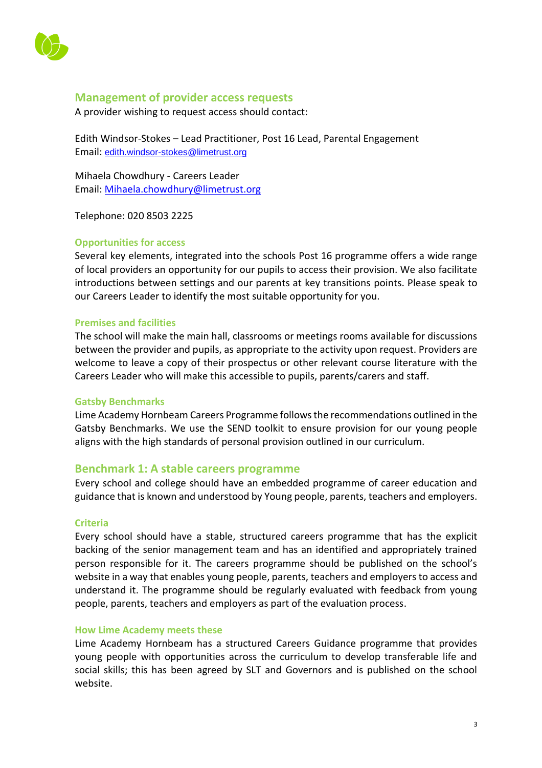## Management of provider access requests

A provider wishing to request access should contact:

Edith Windsor-Stokes – Lead Practitioner, Post 16 Lead, Parental Engagement
Email: edith.windsor-stokes@limetrust.org

Mihaela Chowdhury - Careers Leader
Email: Mihaela.chowdhury@limetrust.org

Telephone: 020 8503 2225

### Opportunities for access

Several key elements, integrated into the schools Post 16 programme offers a wide range of local providers an opportunity for our pupils to access their provision. We also facilitate introductions between settings and our parents at key transitions points. Please speak to our Careers Leader to identify the most suitable opportunity for you.

### Premises and facilities

The school will make the main hall, classrooms or meetings rooms available for discussions between the provider and pupils, as appropriate to the activity upon request. Providers are welcome to leave a copy of their prospectus or other relevant course literature with the Careers Leader who will make this accessible to pupils, parents/carers and staff.

### Gatsby Benchmarks

Lime Academy Hornbeam Careers Programme follows the recommendations outlined in the Gatsby Benchmarks. We use the SEND toolkit to ensure provision for our young people aligns with the high standards of personal provision outlined in our curriculum.

## Benchmark 1: A stable careers programme

Every school and college should have an embedded programme of career education and guidance that is known and understood by Young people, parents, teachers and employers.

### Criteria

Every school should have a stable, structured careers programme that has the explicit backing of the senior management team and has an identified and appropriately trained person responsible for it. The careers programme should be published on the school's website in a way that enables young people, parents, teachers and employers to access and understand it. The programme should be regularly evaluated with feedback from young people, parents, teachers and employers as part of the evaluation process.

### How Lime Academy meets these

Lime Academy Hornbeam has a structured Careers Guidance programme that provides young people with opportunities across the curriculum to develop transferable life and social skills; this has been agreed by SLT and Governors and is published on the school website.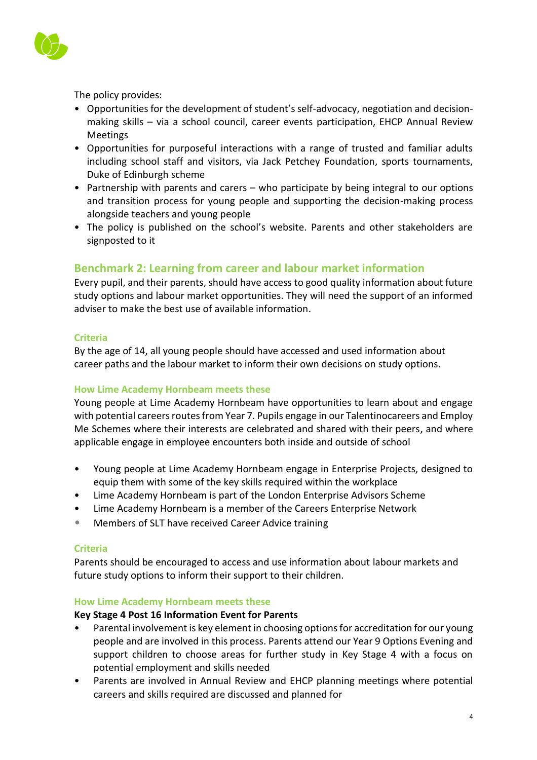The policy provides:

- Opportunities for the development of student's self-advocacy, negotiation and decision-making skills – via a school council, career events participation, EHCP Annual Review Meetings
- Opportunities for purposeful interactions with a range of trusted and familiar adults including school staff and visitors, via Jack Petchey Foundation, sports tournaments, Duke of Edinburgh scheme
- Partnership with parents and carers – who participate by being integral to our options and transition process for young people and supporting the decision-making process alongside teachers and young people
- The policy is published on the school's website. Parents and other stakeholders are signposted to it

## Benchmark 2: Learning from career and labour market information

Every pupil, and their parents, should have access to good quality information about future study options and labour market opportunities. They will need the support of an informed adviser to make the best use of available information.

### Criteria

By the age of 14, all young people should have accessed and used information about career paths and the labour market to inform their own decisions on study options.

### How Lime Academy Hornbeam meets these

Young people at Lime Academy Hornbeam have opportunities to learn about and engage with potential careers routes from Year 7. Pupils engage in our Talentinocareers and Employ Me Schemes where their interests are celebrated and shared with their peers, and where applicable engage in employee encounters both inside and outside of school

- Young people at Lime Academy Hornbeam engage in Enterprise Projects, designed to equip them with some of the key skills required within the workplace
- Lime Academy Hornbeam is part of the London Enterprise Advisors Scheme
- Lime Academy Hornbeam is a member of the Careers Enterprise Network
- Members of SLT have received Career Advice training

### Criteria

Parents should be encouraged to access and use information about labour markets and future study options to inform their support to their children.

### How Lime Academy Hornbeam meets these

**Key Stage 4 Post 16 Information Event for Parents**

- Parental involvement is key element in choosing options for accreditation for our young people and are involved in this process. Parents attend our Year 9 Options Evening and support children to choose areas for further study in Key Stage 4 with a focus on potential employment and skills needed
- Parents are involved in Annual Review and EHCP planning meetings where potential careers and skills required are discussed and planned for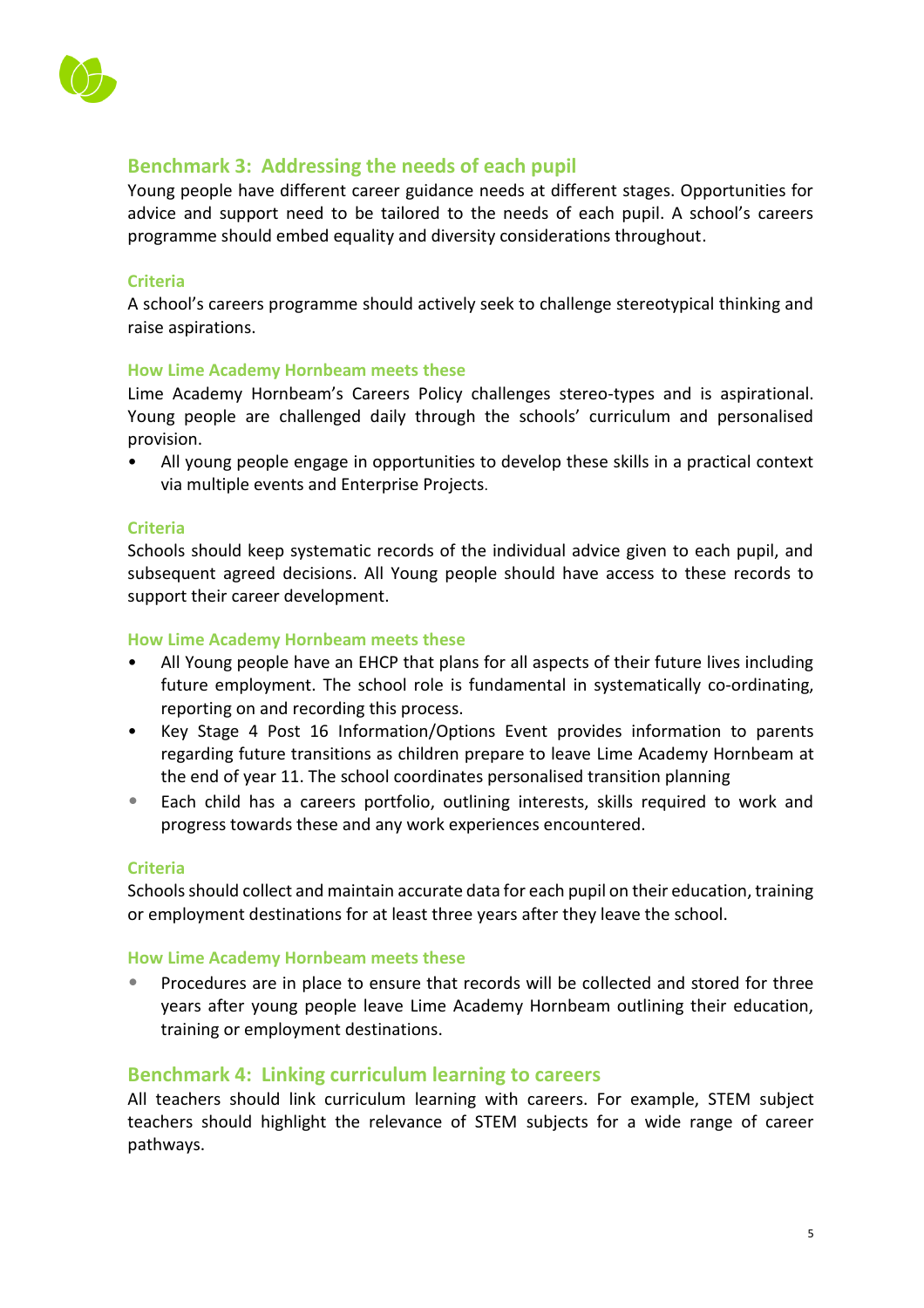## Benchmark 3: Addressing the needs of each pupil

Young people have different career guidance needs at different stages. Opportunities for advice and support need to be tailored to the needs of each pupil. A school's careers programme should embed equality and diversity considerations throughout.

#### Criteria

A school's careers programme should actively seek to challenge stereotypical thinking and raise aspirations.

#### How Lime Academy Hornbeam meets these

Lime Academy Hornbeam's Careers Policy challenges stereo-types and is aspirational. Young people are challenged daily through the schools' curriculum and personalised provision.

- All young people engage in opportunities to develop these skills in a practical context via multiple events and Enterprise Projects.

#### Criteria

Schools should keep systematic records of the individual advice given to each pupil, and subsequent agreed decisions. All Young people should have access to these records to support their career development.

#### How Lime Academy Hornbeam meets these

- All Young people have an EHCP that plans for all aspects of their future lives including future employment. The school role is fundamental in systematically co-ordinating, reporting on and recording this process.
- Key Stage 4 Post 16 Information/Options Event provides information to parents regarding future transitions as children prepare to leave Lime Academy Hornbeam at the end of year 11. The school coordinates personalised transition planning
- Each child has a careers portfolio, outlining interests, skills required to work and progress towards these and any work experiences encountered.

#### Criteria

Schools should collect and maintain accurate data for each pupil on their education, training or employment destinations for at least three years after they leave the school.

#### How Lime Academy Hornbeam meets these

- Procedures are in place to ensure that records will be collected and stored for three years after young people leave Lime Academy Hornbeam outlining their education, training or employment destinations.

## Benchmark 4: Linking curriculum learning to careers

All teachers should link curriculum learning with careers. For example, STEM subject teachers should highlight the relevance of STEM subjects for a wide range of career pathways.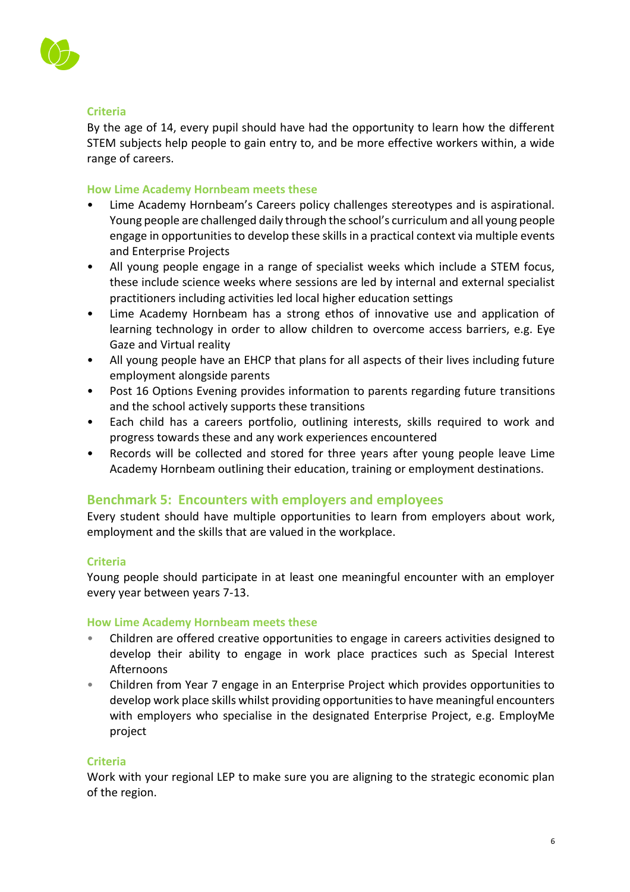#### Criteria

By the age of 14, every pupil should have had the opportunity to learn how the different STEM subjects help people to gain entry to, and be more effective workers within, a wide range of careers.

#### How Lime Academy Hornbeam meets these

- Lime Academy Hornbeam's Careers policy challenges stereotypes and is aspirational. Young people are challenged daily through the school's curriculum and all young people engage in opportunities to develop these skills in a practical context via multiple events and Enterprise Projects
- All young people engage in a range of specialist weeks which include a STEM focus, these include science weeks where sessions are led by internal and external specialist practitioners including activities led local higher education settings
- Lime Academy Hornbeam has a strong ethos of innovative use and application of learning technology in order to allow children to overcome access barriers, e.g. Eye Gaze and Virtual reality
- All young people have an EHCP that plans for all aspects of their lives including future employment alongside parents
- Post 16 Options Evening provides information to parents regarding future transitions and the school actively supports these transitions
- Each child has a careers portfolio, outlining interests, skills required to work and progress towards these and any work experiences encountered
- Records will be collected and stored for three years after young people leave Lime Academy Hornbeam outlining their education, training or employment destinations.

## Benchmark 5: Encounters with employers and employees

Every student should have multiple opportunities to learn from employers about work, employment and the skills that are valued in the workplace.

#### Criteria

Young people should participate in at least one meaningful encounter with an employer every year between years 7-13.

#### How Lime Academy Hornbeam meets these

- Children are offered creative opportunities to engage in careers activities designed to develop their ability to engage in work place practices such as Special Interest Afternoons
- Children from Year 7 engage in an Enterprise Project which provides opportunities to develop work place skills whilst providing opportunities to have meaningful encounters with employers who specialise in the designated Enterprise Project, e.g. EmployMe project

#### Criteria

Work with your regional LEP to make sure you are aligning to the strategic economic plan of the region.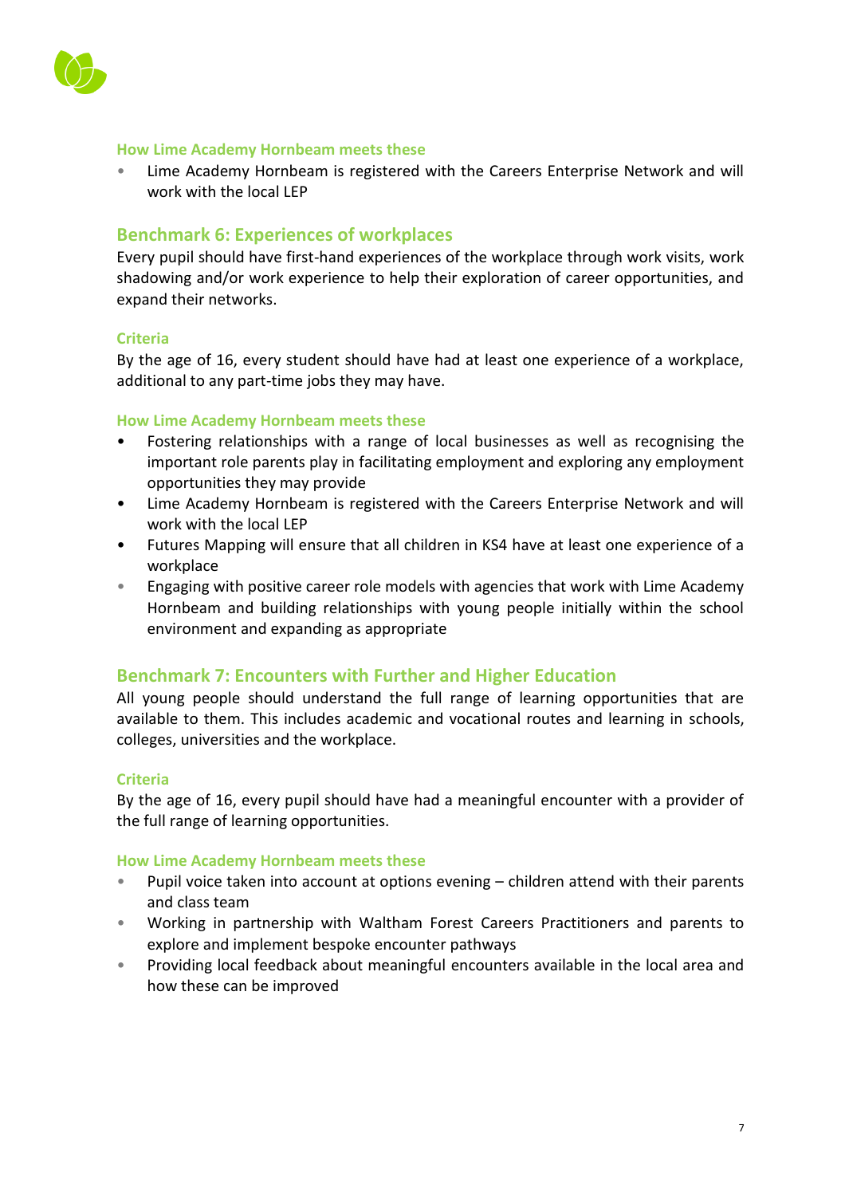#### How Lime Academy Hornbeam meets these

- Lime Academy Hornbeam is registered with the Careers Enterprise Network and will work with the local LEP

### Benchmark 6: Experiences of workplaces

Every pupil should have first-hand experiences of the workplace through work visits, work shadowing and/or work experience to help their exploration of career opportunities, and expand their networks.

#### Criteria

By the age of 16, every student should have had at least one experience of a workplace, additional to any part-time jobs they may have.

#### How Lime Academy Hornbeam meets these

- Fostering relationships with a range of local businesses as well as recognising the important role parents play in facilitating employment and exploring any employment opportunities they may provide
- Lime Academy Hornbeam is registered with the Careers Enterprise Network and will work with the local LEP
- Futures Mapping will ensure that all children in KS4 have at least one experience of a workplace
- Engaging with positive career role models with agencies that work with Lime Academy Hornbeam and building relationships with young people initially within the school environment and expanding as appropriate

### Benchmark 7: Encounters with Further and Higher Education

All young people should understand the full range of learning opportunities that are available to them. This includes academic and vocational routes and learning in schools, colleges, universities and the workplace.

#### Criteria

By the age of 16, every pupil should have had a meaningful encounter with a provider of the full range of learning opportunities.

#### How Lime Academy Hornbeam meets these

- Pupil voice taken into account at options evening – children attend with their parents and class team
- Working in partnership with Waltham Forest Careers Practitioners and parents to explore and implement bespoke encounter pathways
- Providing local feedback about meaningful encounters available in the local area and how these can be improved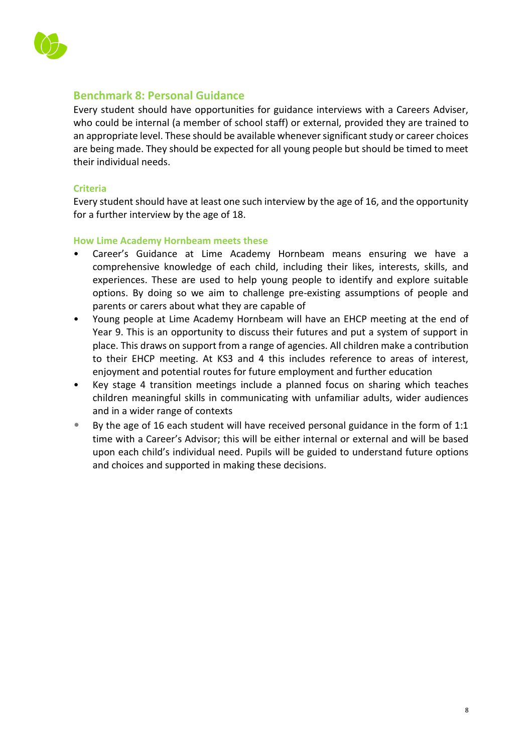## Benchmark 8: Personal Guidance

Every student should have opportunities for guidance interviews with a Careers Adviser, who could be internal (a member of school staff) or external, provided they are trained to an appropriate level. These should be available whenever significant study or career choices are being made. They should be expected for all young people but should be timed to meet their individual needs.

### Criteria

Every student should have at least one such interview by the age of 16, and the opportunity for a further interview by the age of 18.

### How Lime Academy Hornbeam meets these

- Career's Guidance at Lime Academy Hornbeam means ensuring we have a comprehensive knowledge of each child, including their likes, interests, skills, and experiences. These are used to help young people to identify and explore suitable options. By doing so we aim to challenge pre-existing assumptions of people and parents or carers about what they are capable of
- Young people at Lime Academy Hornbeam will have an EHCP meeting at the end of Year 9. This is an opportunity to discuss their futures and put a system of support in place. This draws on support from a range of agencies. All children make a contribution to their EHCP meeting. At KS3 and 4 this includes reference to areas of interest, enjoyment and potential routes for future employment and further education
- Key stage 4 transition meetings include a planned focus on sharing which teaches children meaningful skills in communicating with unfamiliar adults, wider audiences and in a wider range of contexts
- By the age of 16 each student will have received personal guidance in the form of 1:1 time with a Career's Advisor; this will be either internal or external and will be based upon each child's individual need. Pupils will be guided to understand future options and choices and supported in making these decisions.